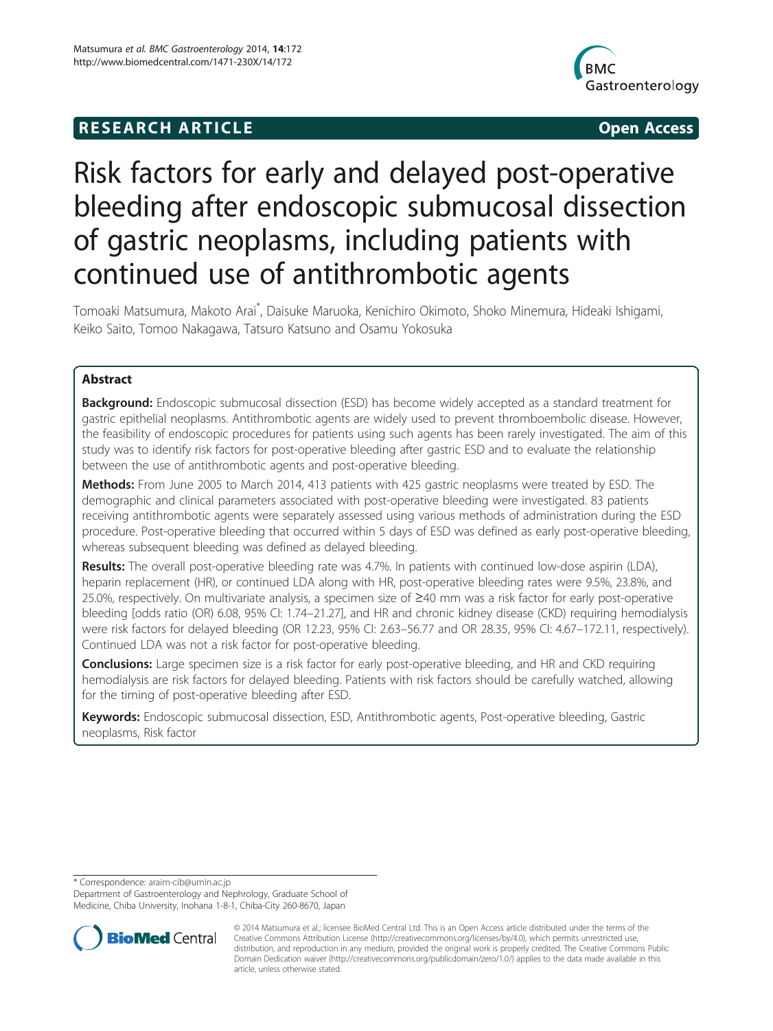**RESEARCH ARTICLE** **Open Access**

# Risk factors for early and delayed post-operative bleeding after endoscopic submucosal dissection of gastric neoplasms, including patients with continued use of antithrombotic agents

Tomoaki Matsumura, Makoto Arai*, Daisuke Maruoka, Kenichiro Okimoto, Shoko Minemura, Hideaki Ishigami, Keiko Saito, Tomoo Nakagawa, Tatsuro Katsuno and Osamu Yokosuka

## Abstract

**Background:** Endoscopic submucosal dissection (ESD) has become widely accepted as a standard treatment for gastric epithelial neoplasms. Antithrombotic agents are widely used to prevent thromboembolic disease. However, the feasibility of endoscopic procedures for patients using such agents has been rarely investigated. The aim of this study was to identify risk factors for post-operative bleeding after gastric ESD and to evaluate the relationship between the use of antithrombotic agents and post-operative bleeding.

**Methods:** From June 2005 to March 2014, 413 patients with 425 gastric neoplasms were treated by ESD. The demographic and clinical parameters associated with post-operative bleeding were investigated. 83 patients receiving antithrombotic agents were separately assessed using various methods of administration during the ESD procedure. Post-operative bleeding that occurred within 5 days of ESD was defined as early post-operative bleeding, whereas subsequent bleeding was defined as delayed bleeding.

**Results:** The overall post-operative bleeding rate was 4.7%. In patients with continued low-dose aspirin (LDA), heparin replacement (HR), or continued LDA along with HR, post-operative bleeding rates were 9.5%, 23.8%, and 25.0%, respectively. On multivariate analysis, a specimen size of ≥40 mm was a risk factor for early post-operative bleeding [odds ratio (OR) 6.08, 95% CI: 1.74–21.27], and HR and chronic kidney disease (CKD) requiring hemodialysis were risk factors for delayed bleeding (OR 12.23, 95% CI: 2.63–56.77 and OR 28.35, 95% CI: 4.67–172.11, respectively). Continued LDA was not a risk factor for post-operative bleeding.

**Conclusions:** Large specimen size is a risk factor for early post-operative bleeding, and HR and CKD requiring hemodialysis are risk factors for delayed bleeding. Patients with risk factors should be carefully watched, allowing for the timing of post-operative bleeding after ESD.

**Keywords:** Endoscopic submucosal dissection, ESD, Antithrombotic agents, Post-operative bleeding, Gastric neoplasms, Risk factor

\* Correspondence: araim-cib@umin.ac.jp
Department of Gastroenterology and Nephrology, Graduate School of Medicine, Chiba University, Inohana 1-8-1, Chiba-City 260-8670, Japan

© 2014 Matsumura et al.; licensee BioMed Central Ltd. This is an Open Access article distributed under the terms of the Creative Commons Attribution License (http://creativecommons.org/licenses/by/4.0), which permits unrestricted use, distribution, and reproduction in any medium, provided the original work is properly credited. The Creative Commons Public Domain Dedication waiver (http://creativecommons.org/publicdomain/zero/1.0/) applies to the data made available in this article, unless otherwise stated.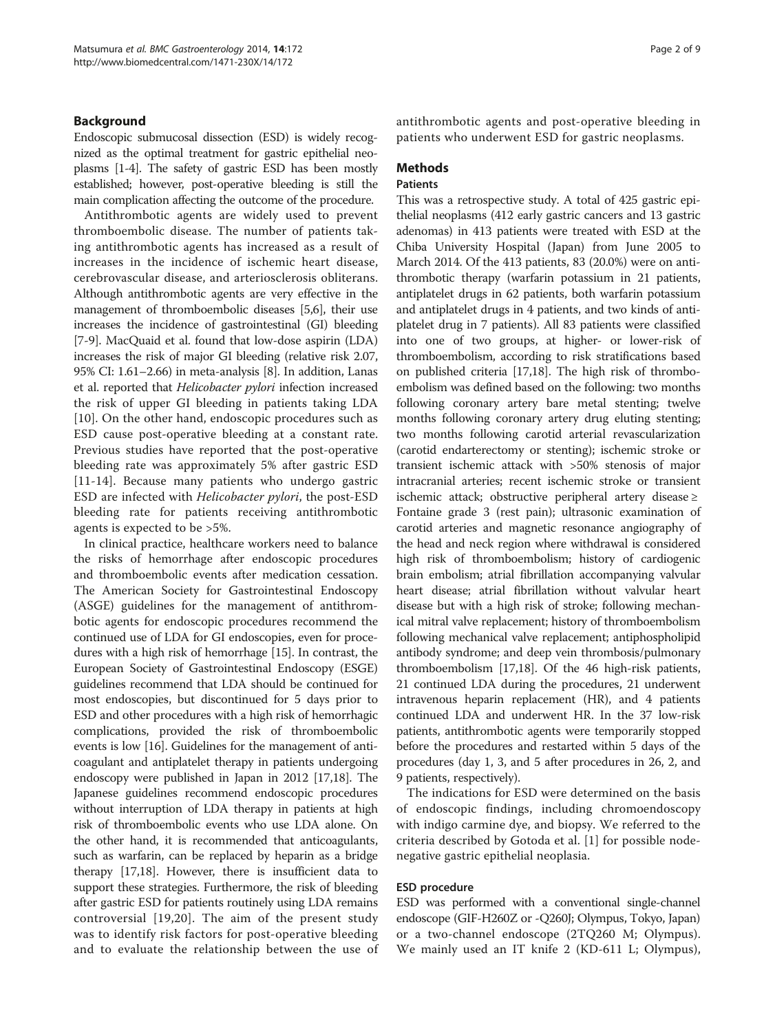## Background

Endoscopic submucosal dissection (ESD) is widely recognized as the optimal treatment for gastric epithelial neoplasms [1-4]. The safety of gastric ESD has been mostly established; however, post-operative bleeding is still the main complication affecting the outcome of the procedure.

Antithrombotic agents are widely used to prevent thromboembolic disease. The number of patients taking antithrombotic agents has increased as a result of increases in the incidence of ischemic heart disease, cerebrovascular disease, and arteriosclerosis obliterans. Although antithrombotic agents are very effective in the management of thromboembolic diseases [5,6], their use increases the incidence of gastrointestinal (GI) bleeding [7-9]. MacQuaid et al. found that low-dose aspirin (LDA) increases the risk of major GI bleeding (relative risk 2.07, 95% CI: 1.61–2.66) in meta-analysis [8]. In addition, Lanas et al. reported that *Helicobacter pylori* infection increased the risk of upper GI bleeding in patients taking LDA [10]. On the other hand, endoscopic procedures such as ESD cause post-operative bleeding at a constant rate. Previous studies have reported that the post-operative bleeding rate was approximately 5% after gastric ESD [11-14]. Because many patients who undergo gastric ESD are infected with *Helicobacter pylori*, the post-ESD bleeding rate for patients receiving antithrombotic agents is expected to be >5%.

In clinical practice, healthcare workers need to balance the risks of hemorrhage after endoscopic procedures and thromboembolic events after medication cessation. The American Society for Gastrointestinal Endoscopy (ASGE) guidelines for the management of antithrombotic agents for endoscopic procedures recommend the continued use of LDA for GI endoscopies, even for procedures with a high risk of hemorrhage [15]. In contrast, the European Society of Gastrointestinal Endoscopy (ESGE) guidelines recommend that LDA should be continued for most endoscopies, but discontinued for 5 days prior to ESD and other procedures with a high risk of hemorrhagic complications, provided the risk of thromboembolic events is low [16]. Guidelines for the management of anticoagulant and antiplatelet therapy in patients undergoing endoscopy were published in Japan in 2012 [17,18]. The Japanese guidelines recommend endoscopic procedures without interruption of LDA therapy in patients at high risk of thromboembolic events who use LDA alone. On the other hand, it is recommended that anticoagulants, such as warfarin, can be replaced by heparin as a bridge therapy [17,18]. However, there is insufficient data to support these strategies. Furthermore, the risk of bleeding after gastric ESD for patients routinely using LDA remains controversial [19,20]. The aim of the present study was to identify risk factors for post-operative bleeding and to evaluate the relationship between the use of antithrombotic agents and post-operative bleeding in patients who underwent ESD for gastric neoplasms.

## Methods

### Patients

This was a retrospective study. A total of 425 gastric epithelial neoplasms (412 early gastric cancers and 13 gastric adenomas) in 413 patients were treated with ESD at the Chiba University Hospital (Japan) from June 2005 to March 2014. Of the 413 patients, 83 (20.0%) were on antithrombotic therapy (warfarin potassium in 21 patients, antiplatelet drugs in 62 patients, both warfarin potassium and antiplatelet drugs in 4 patients, and two kinds of antiplatelet drug in 7 patients). All 83 patients were classified into one of two groups, at higher- or lower-risk of thromboembolism, according to risk stratifications based on published criteria [17,18]. The high risk of thromboembolism was defined based on the following: two months following coronary artery bare metal stenting; twelve months following coronary artery drug eluting stenting; two months following carotid arterial revascularization (carotid endarterectomy or stenting); ischemic stroke or transient ischemic attack with >50% stenosis of major intracranial arteries; recent ischemic stroke or transient ischemic attack; obstructive peripheral artery disease ≥ Fontaine grade 3 (rest pain); ultrasonic examination of carotid arteries and magnetic resonance angiography of the head and neck region where withdrawal is considered high risk of thromboembolism; history of cardiogenic brain embolism; atrial fibrillation accompanying valvular heart disease; atrial fibrillation without valvular heart disease but with a high risk of stroke; following mechanical mitral valve replacement; history of thromboembolism following mechanical valve replacement; antiphospholipid antibody syndrome; and deep vein thrombosis/pulmonary thromboembolism [17,18]. Of the 46 high-risk patients, 21 continued LDA during the procedures, 21 underwent intravenous heparin replacement (HR), and 4 patients continued LDA and underwent HR. In the 37 low-risk patients, antithrombotic agents were temporarily stopped before the procedures and restarted within 5 days of the procedures (day 1, 3, and 5 after procedures in 26, 2, and 9 patients, respectively).

The indications for ESD were determined on the basis of endoscopic findings, including chromoendoscopy with indigo carmine dye, and biopsy. We referred to the criteria described by Gotoda et al. [1] for possible node-negative gastric epithelial neoplasia.

### ESD procedure

ESD was performed with a conventional single-channel endoscope (GIF-H260Z or -Q260J; Olympus, Tokyo, Japan) or a two-channel endoscope (2TQ260 M; Olympus). We mainly used an IT knife 2 (KD-611 L; Olympus),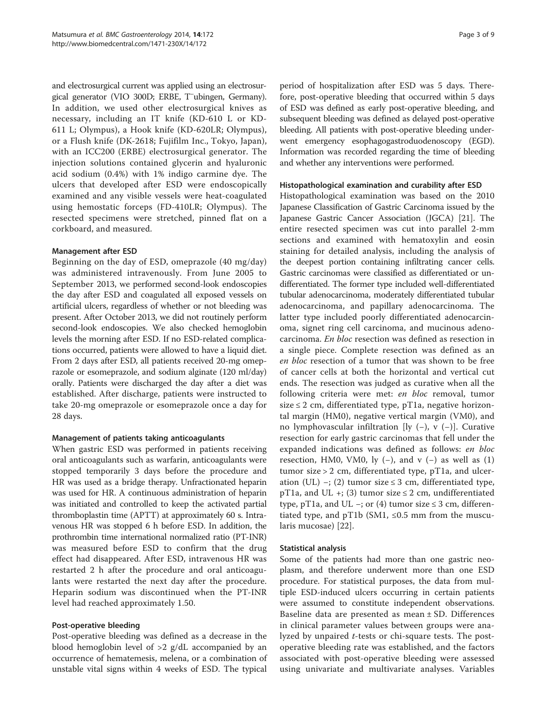and electrosurgical current was applied using an electrosurgical generator (VIO 300D; ERBE, T¨ubingen, Germany). In addition, we used other electrosurgical knives as necessary, including an IT knife (KD-610 L or KD-611 L; Olympus), a Hook knife (KD-620LR; Olympus), or a Flush knife (DK-2618; Fujifilm Inc., Tokyo, Japan), with an ICC200 (ERBE) electrosurgical generator. The injection solutions contained glycerin and hyaluronic acid sodium (0.4%) with 1% indigo carmine dye. The ulcers that developed after ESD were endoscopically examined and any visible vessels were heat-coagulated using hemostatic forceps (FD-410LR; Olympus). The resected specimens were stretched, pinned flat on a corkboard, and measured.

#### Management after ESD

Beginning on the day of ESD, omeprazole (40 mg/day) was administered intravenously. From June 2005 to September 2013, we performed second-look endoscopies the day after ESD and coagulated all exposed vessels on artificial ulcers, regardless of whether or not bleeding was present. After October 2013, we did not routinely perform second-look endoscopies. We also checked hemoglobin levels the morning after ESD. If no ESD-related complications occurred, patients were allowed to have a liquid diet. From 2 days after ESD, all patients received 20-mg omeprazole or esomeprazole, and sodium alginate (120 ml/day) orally. Patients were discharged the day after a diet was established. After discharge, patients were instructed to take 20-mg omeprazole or esomeprazole once a day for 28 days.

#### Management of patients taking anticoagulants

When gastric ESD was performed in patients receiving oral anticoagulants such as warfarin, anticoagulants were stopped temporarily 3 days before the procedure and HR was used as a bridge therapy. Unfractionated heparin was used for HR. A continuous administration of heparin was initiated and controlled to keep the activated partial thromboplastin time (APTT) at approximately 60 s. Intravenous HR was stopped 6 h before ESD. In addition, the prothrombin time international normalized ratio (PT-INR) was measured before ESD to confirm that the drug effect had disappeared. After ESD, intravenous HR was restarted 2 h after the procedure and oral anticoagulants were restarted the next day after the procedure. Heparin sodium was discontinued when the PT-INR level had reached approximately 1.50.

#### Post-operative bleeding

Post-operative bleeding was defined as a decrease in the blood hemoglobin level of >2 g/dL accompanied by an occurrence of hematemesis, melena, or a combination of unstable vital signs within 4 weeks of ESD. The typical period of hospitalization after ESD was 5 days. Therefore, post-operative bleeding that occurred within 5 days of ESD was defined as early post-operative bleeding, and subsequent bleeding was defined as delayed post-operative bleeding. All patients with post-operative bleeding underwent emergency esophagogastroduodenoscopy (EGD). Information was recorded regarding the time of bleeding and whether any interventions were performed.

#### Histopathological examination and curability after ESD

Histopathological examination was based on the 2010 Japanese Classification of Gastric Carcinoma issued by the Japanese Gastric Cancer Association (JGCA) [21]. The entire resected specimen was cut into parallel 2-mm sections and examined with hematoxylin and eosin staining for detailed analysis, including the analysis of the deepest portion containing infiltrating cancer cells. Gastric carcinomas were classified as differentiated or undifferentiated. The former type included well-differentiated tubular adenocarcinoma, moderately differentiated tubular adenocarcinoma, and papillary adenocarcinoma. The latter type included poorly differentiated adenocarcinoma, signet ring cell carcinoma, and mucinous adenocarcinoma. *En bloc* resection was defined as resection in a single piece. Complete resection was defined as an *en bloc* resection of a tumor that was shown to be free of cancer cells at both the horizontal and vertical cut ends. The resection was judged as curative when all the following criteria were met: *en bloc* removal, tumor size ≤ 2 cm, differentiated type, pT1a, negative horizontal margin (HM0), negative vertical margin (VM0), and no lymphovascular infiltration [ly (−), v (−)]. Curative resection for early gastric carcinomas that fell under the expanded indications was defined as follows: *en bloc* resection, HM0, VM0, ly (−), and v (−) as well as (1) tumor size > 2 cm, differentiated type, pT1a, and ulceration (UL) −; (2) tumor size ≤ 3 cm, differentiated type, pT1a, and UL +; (3) tumor size ≤ 2 cm, undifferentiated type, pT1a, and UL −; or (4) tumor size ≤ 3 cm, differentiated type, and pT1b (SM1, ≤0.5 mm from the muscularis mucosae) [22].

#### Statistical analysis

Some of the patients had more than one gastric neoplasm, and therefore underwent more than one ESD procedure. For statistical purposes, the data from multiple ESD-induced ulcers occurring in certain patients were assumed to constitute independent observations. Baseline data are presented as mean ± SD. Differences in clinical parameter values between groups were analyzed by unpaired *t*-tests or chi-square tests. The post-operative bleeding rate was established, and the factors associated with post-operative bleeding were assessed using univariate and multivariate analyses. Variables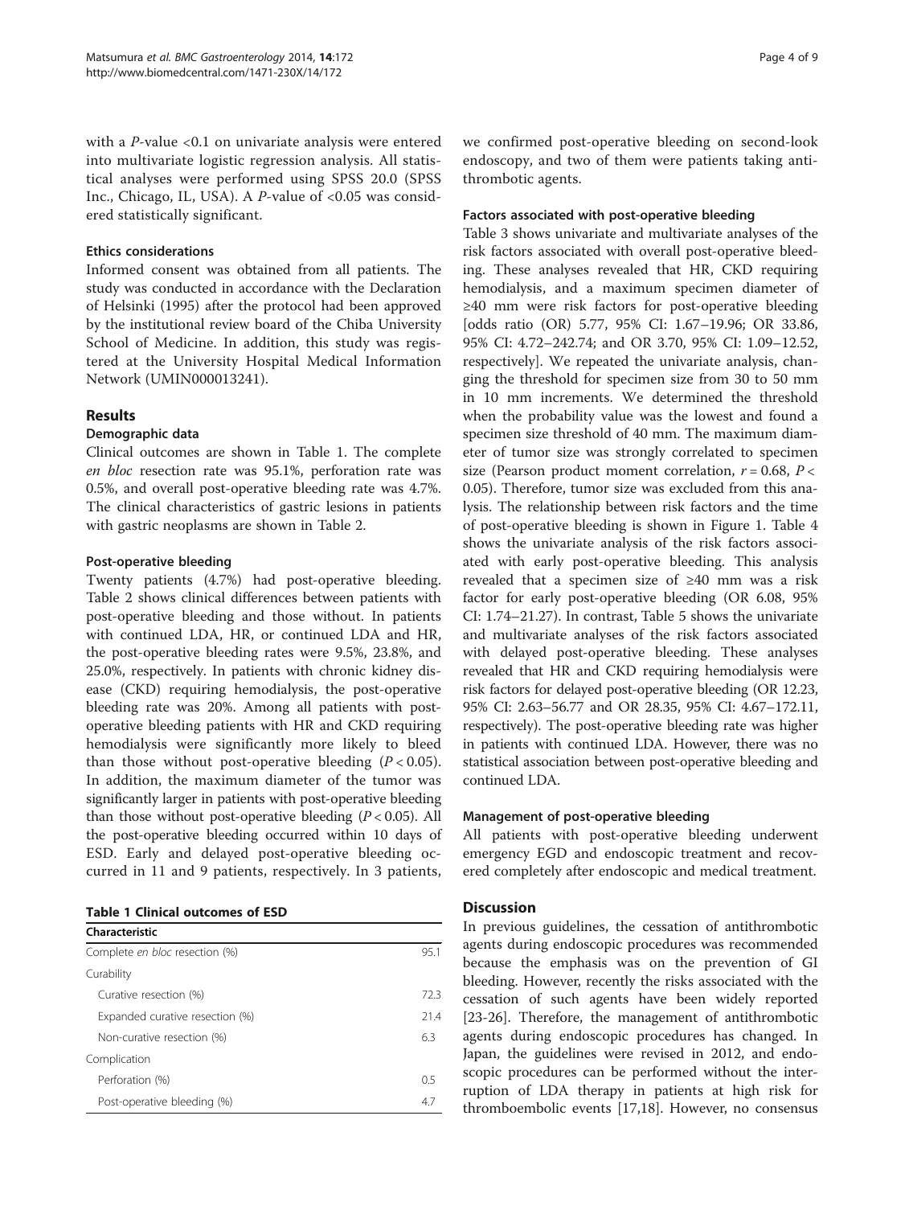with a $P$-value <0.1 on univariate analysis were entered into multivariate logistic regression analysis. All statistical analyses were performed using SPSS 20.0 (SPSS Inc., Chicago, IL, USA). A $P$-value of <0.05 was considered statistically significant.

### Ethics considerations

Informed consent was obtained from all patients. The study was conducted in accordance with the Declaration of Helsinki (1995) after the protocol had been approved by the institutional review board of the Chiba University School of Medicine. In addition, this study was registered at the University Hospital Medical Information Network (UMIN000013241).

## Results

### Demographic data

Clinical outcomes are shown in Table 1. The complete *en bloc* resection rate was 95.1%, perforation rate was 0.5%, and overall post-operative bleeding rate was 4.7%. The clinical characteristics of gastric lesions in patients with gastric neoplasms are shown in Table 2.

### Post-operative bleeding

Twenty patients (4.7%) had post-operative bleeding. Table 2 shows clinical differences between patients with post-operative bleeding and those without. In patients with continued LDA, HR, or continued LDA and HR, the post-operative bleeding rates were 9.5%, 23.8%, and 25.0%, respectively. In patients with chronic kidney disease (CKD) requiring hemodialysis, the post-operative bleeding rate was 20%. Among all patients with post-operative bleeding patients with HR and CKD requiring hemodialysis were significantly more likely to bleed than those without post-operative bleeding ($P < 0.05$). In addition, the maximum diameter of the tumor was significantly larger in patients with post-operative bleeding than those without post-operative bleeding ($P < 0.05$). All the post-operative bleeding occurred within 10 days of ESD. Early and delayed post-operative bleeding occurred in 11 and 9 patients, respectively. In 3 patients, we confirmed post-operative bleeding on second-look endoscopy, and two of them were patients taking antithrombotic agents.

**Table 1 Clinical outcomes of ESD**

| Characteristic | |
|---|---|
| Complete *en bloc* resection (%) | 95.1 |
| Curability | |
| Curative resection (%) | 72.3 |
| Expanded curative resection (%) | 21.4 |
| Non-curative resection (%) | 6.3 |
| Complication | |
| Perforation (%) | 0.5 |
| Post-operative bleeding (%) | 4.7 |

### Factors associated with post-operative bleeding

Table 3 shows univariate and multivariate analyses of the risk factors associated with overall post-operative bleeding. These analyses revealed that HR, CKD requiring hemodialysis, and a maximum specimen diameter of ≥40 mm were risk factors for post-operative bleeding [odds ratio (OR) 5.77, 95% CI: 1.67–19.96; OR 33.86, 95% CI: 4.72–242.74; and OR 3.70, 95% CI: 1.09–12.52, respectively]. We repeated the univariate analysis, changing the threshold for specimen size from 30 to 50 mm in 10 mm increments. We determined the threshold when the probability value was the lowest and found a specimen size threshold of 40 mm. The maximum diameter of tumor size was strongly correlated to specimen size (Pearson product moment correlation, $r = 0.68$, $P < 0.05$). Therefore, tumor size was excluded from this analysis. The relationship between risk factors and the time of post-operative bleeding is shown in Figure 1. Table 4 shows the univariate analysis of the risk factors associated with early post-operative bleeding. This analysis revealed that a specimen size of ≥40 mm was a risk factor for early post-operative bleeding (OR 6.08, 95% CI: 1.74–21.27). In contrast, Table 5 shows the univariate and multivariate analyses of the risk factors associated with delayed post-operative bleeding. These analyses revealed that HR and CKD requiring hemodialysis were risk factors for delayed post-operative bleeding (OR 12.23, 95% CI: 2.63–56.77 and OR 28.35, 95% CI: 4.67–172.11, respectively). The post-operative bleeding rate was higher in patients with continued LDA. However, there was no statistical association between post-operative bleeding and continued LDA.

### Management of post-operative bleeding

All patients with post-operative bleeding underwent emergency EGD and endoscopic treatment and recovered completely after endoscopic and medical treatment.

## Discussion

In previous guidelines, the cessation of antithrombotic agents during endoscopic procedures was recommended because the emphasis was on the prevention of GI bleeding. However, recently the risks associated with the cessation of such agents have been widely reported [23-26]. Therefore, the management of antithrombotic agents during endoscopic procedures has changed. In Japan, the guidelines were revised in 2012, and endoscopic procedures can be performed without the interruption of LDA therapy in patients at high risk for thromboembolic events [17,18]. However, no consensus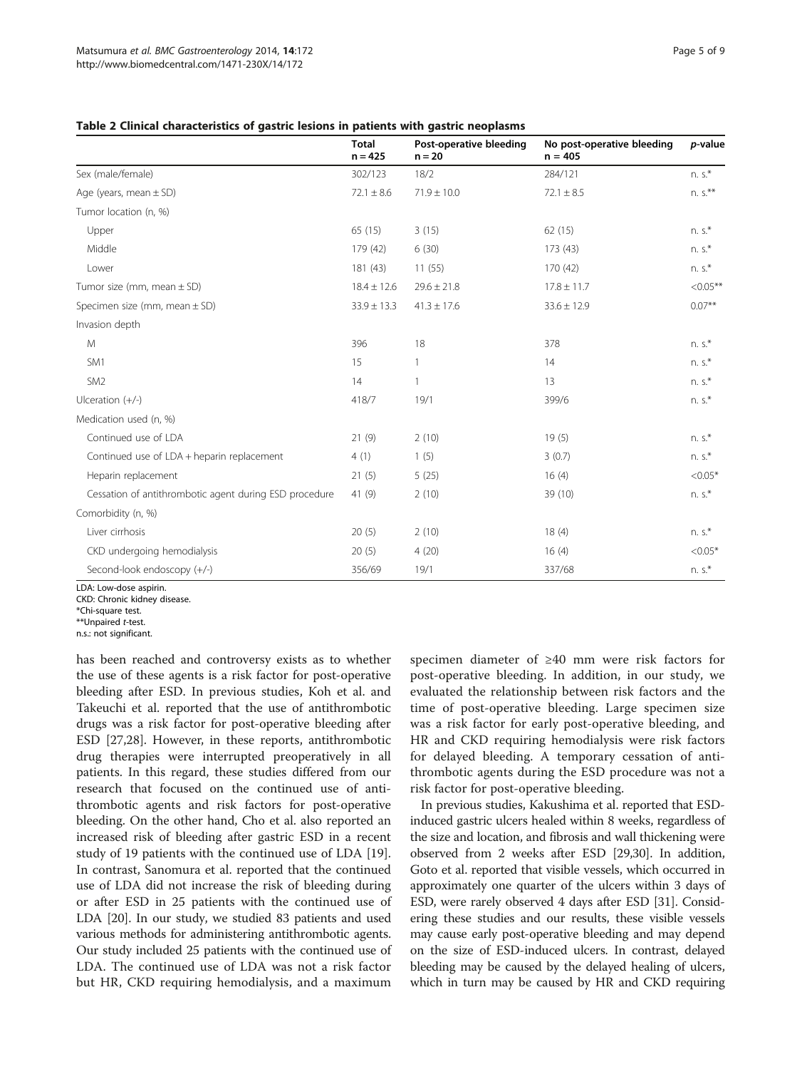**Table 2 Clinical characteristics of gastric lesions in patients with gastric neoplasms**

| | Total n = 425 | Post-operative bleeding n = 20 | No post-operative bleeding n = 405 | *p*-value |
|---|---|---|---|---|
| Sex (male/female) | 302/123 | 18/2 | 284/121 | n. s.* |
| Age (years, mean ± SD) | 72.1 ± 8.6 | 71.9 ± 10.0 | 72.1 ± 8.5 | n. s.** |
| Tumor location (n, %) | | | | |
| Upper | 65 (15) | 3 (15) | 62 (15) | n. s.* |
| Middle | 179 (42) | 6 (30) | 173 (43) | n. s.* |
| Lower | 181 (43) | 11 (55) | 170 (42) | n. s.* |
| Tumor size (mm, mean ± SD) | 18.4 ± 12.6 | 29.6 ± 21.8 | 17.8 ± 11.7 | <0.05** |
| Specimen size (mm, mean ± SD) | 33.9 ± 13.3 | 41.3 ± 17.6 | 33.6 ± 12.9 | 0.07** |
| Invasion depth | | | | |
| M | 396 | 18 | 378 | n. s.* |
| SM1 | 15 | 1 | 14 | n. s.* |
| SM2 | 14 | 1 | 13 | n. s.* |
| Ulceration (+/-) | 418/7 | 19/1 | 399/6 | n. s.* |
| Medication used (n, %) | | | | |
| Continued use of LDA | 21 (9) | 2 (10) | 19 (5) | n. s.* |
| Continued use of LDA + heparin replacement | 4 (1) | 1 (5) | 3 (0.7) | n. s.* |
| Heparin replacement | 21 (5) | 5 (25) | 16 (4) | <0.05* |
| Cessation of antithrombotic agent during ESD procedure | 41 (9) | 2 (10) | 39 (10) | n. s.* |
| Comorbidity (n, %) | | | | |
| Liver cirrhosis | 20 (5) | 2 (10) | 18 (4) | n. s.* |
| CKD undergoing hemodialysis | 20 (5) | 4 (20) | 16 (4) | <0.05* |
| Second-look endoscopy (+/-) | 356/69 | 19/1 | 337/68 | n. s.* |

LDA: Low-dose aspirin.
CKD: Chronic kidney disease.
*Chi-square test.
**Unpaired *t*-test.
n.s.: not significant.

has been reached and controversy exists as to whether the use of these agents is a risk factor for post-operative bleeding after ESD. In previous studies, Koh et al. and Takeuchi et al. reported that the use of antithrombotic drugs was a risk factor for post-operative bleeding after ESD [27,28]. However, in these reports, antithrombotic drug therapies were interrupted preoperatively in all patients. In this regard, these studies differed from our research that focused on the continued use of antithrombotic agents and risk factors for post-operative bleeding. On the other hand, Cho et al. also reported an increased risk of bleeding after gastric ESD in a recent study of 19 patients with the continued use of LDA [19]. In contrast, Sanomura et al. reported that the continued use of LDA did not increase the risk of bleeding during or after ESD in 25 patients with the continued use of LDA [20]. In our study, we studied 83 patients and used various methods for administering antithrombotic agents. Our study included 25 patients with the continued use of LDA. The continued use of LDA was not a risk factor but HR, CKD requiring hemodialysis, and a maximum specimen diameter of ≥40 mm were risk factors for post-operative bleeding. In addition, in our study, we evaluated the relationship between risk factors and the time of post-operative bleeding. Large specimen size was a risk factor for early post-operative bleeding, and HR and CKD requiring hemodialysis were risk factors for delayed bleeding. A temporary cessation of antithrombotic agents during the ESD procedure was not a risk factor for post-operative bleeding.

In previous studies, Kakushima et al. reported that ESD-induced gastric ulcers healed within 8 weeks, regardless of the size and location, and fibrosis and wall thickening were observed from 2 weeks after ESD [29,30]. In addition, Goto et al. reported that visible vessels, which occurred in approximately one quarter of the ulcers within 3 days of ESD, were rarely observed 4 days after ESD [31]. Considering these studies and our results, these visible vessels may cause early post-operative bleeding and may depend on the size of ESD-induced ulcers. In contrast, delayed bleeding may be caused by the delayed healing of ulcers, which in turn may be caused by HR and CKD requiring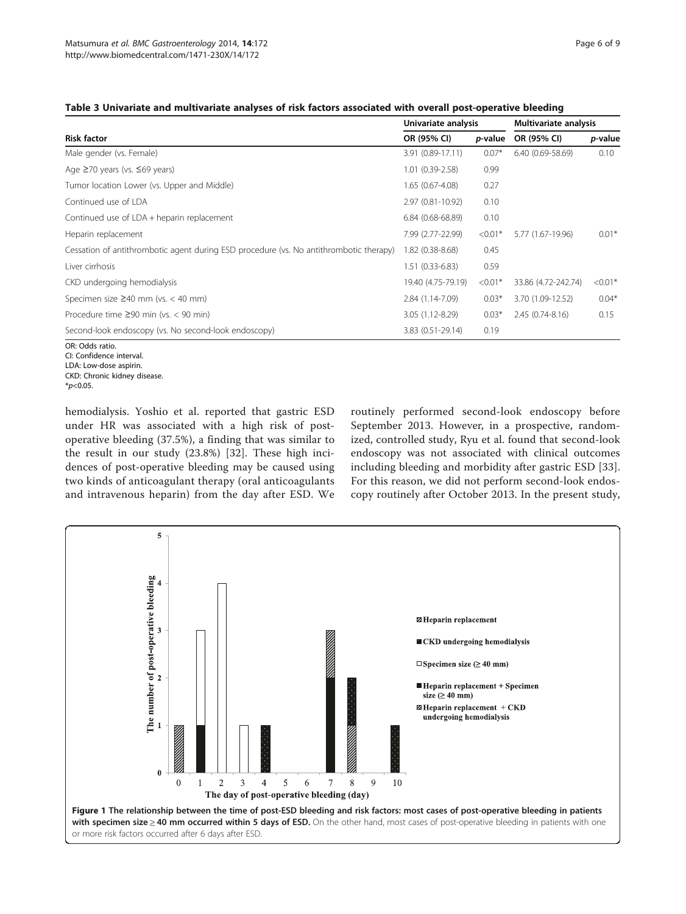**Table 3 Univariate and multivariate analyses of risk factors associated with overall post-operative bleeding**

| Risk factor | Univariate analysis | | Multivariate analysis | |
|---|---|---|---|---|
| | OR (95% CI) | *p*-value | OR (95% CI) | *p*-value |
| Male gender (vs. Female) | 3.91 (0.89-17.11) | 0.07* | 6.40 (0.69-58.69) | 0.10 |
| Age ≥70 years (vs. ≤69 years) | 1.01 (0.39-2.58) | 0.99 | | |
| Tumor location Lower (vs. Upper and Middle) | 1.65 (0.67-4.08) | 0.27 | | |
| Continued use of LDA | 2.97 (0.81-10.92) | 0.10 | | |
| Continued use of LDA + heparin replacement | 6.84 (0.68-68.89) | 0.10 | | |
| Heparin replacement | 7.99 (2.77-22.99) | <0.01* | 5.77 (1.67-19.96) | 0.01* |
| Cessation of antithrombotic agent during ESD procedure (vs. No antithrombotic therapy) | 1.82 (0.38-8.68) | 0.45 | | |
| Liver cirrhosis | 1.51 (0.33-6.83) | 0.59 | | |
| CKD undergoing hemodialysis | 19.40 (4.75-79.19) | <0.01* | 33.86 (4.72-242.74) | <0.01* |
| Specimen size ≥40 mm (vs. < 40 mm) | 2.84 (1.14-7.09) | 0.03* | 3.70 (1.09-12.52) | 0.04* |
| Procedure time ≥90 min (vs. < 90 min) | 3.05 (1.12-8.29) | 0.03* | 2.45 (0.74-8.16) | 0.15 |
| Second-look endoscopy (vs. No second-look endoscopy) | 3.83 (0.51-29.14) | 0.19 | | |

OR: Odds ratio.
CI: Confidence interval.
LDA: Low-dose aspirin.
CKD: Chronic kidney disease.
*$p<0.05$.

hemodialysis. Yoshio et al. reported that gastric ESD under HR was associated with a high risk of post-operative bleeding (37.5%), a finding that was similar to the result in our study (23.8%) [32]. These high incidences of post-operative bleeding may be caused using two kinds of anticoagulant therapy (oral anticoagulants and intravenous heparin) from the day after ESD. We routinely performed second-look endoscopy before September 2013. However, in a prospective, randomized, controlled study, Ryu et al. found that second-look endoscopy was not associated with clinical outcomes including bleeding and morbidity after gastric ESD [33]. For this reason, we did not perform second-look endoscopy routinely after October 2013. In the present study,

**Figure 1 The relationship between the time of post-ESD bleeding and risk factors: most cases of post-operative bleeding in patients with specimen size ≥ 40 mm occurred within 5 days of ESD.** On the other hand, most cases of post-operative bleeding in patients with one or more risk factors occurred after 6 days after ESD.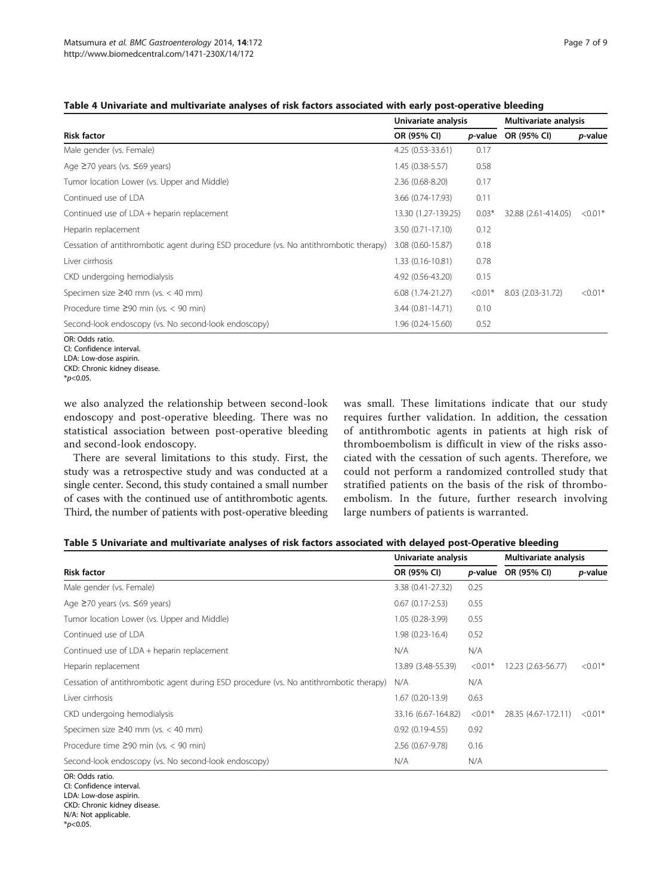**Table 4 Univariate and multivariate analyses of risk factors associated with early post-operative bleeding**

| Risk factor | Univariate analysis | | Multivariate analysis | |
|---|---|---|---|---|
| | OR (95% CI) | *p*-value | OR (95% CI) | *p*-value |
| Male gender (vs. Female) | 4.25 (0.53-33.61) | 0.17 | | |
| Age ≥70 years (vs. ≤69 years) | 1.45 (0.38-5.57) | 0.58 | | |
| Tumor location Lower (vs. Upper and Middle) | 2.36 (0.68-8.20) | 0.17 | | |
| Continued use of LDA | 3.66 (0.74-17.93) | 0.11 | | |
| Continued use of LDA + heparin replacement | 13.30 (1.27-139.25) | 0.03* | 32.88 (2.61-414.05) | <0.01* |
| Heparin replacement | 3.50 (0.71-17.10) | 0.12 | | |
| Cessation of antithrombotic agent during ESD procedure (vs. No antithrombotic therapy) | 3.08 (0.60-15.87) | 0.18 | | |
| Liver cirrhosis | 1.33 (0.16-10.81) | 0.78 | | |
| CKD undergoing hemodialysis | 4.92 (0.56-43.20) | 0.15 | | |
| Specimen size ≥40 mm (vs. < 40 mm) | 6.08 (1.74-21.27) | <0.01* | 8.03 (2.03-31.72) | <0.01* |
| Procedure time ≥90 min (vs. < 90 min) | 3.44 (0.81-14.71) | 0.10 | | |
| Second-look endoscopy (vs. No second-look endoscopy) | 1.96 (0.24-15.60) | 0.52 | | |

OR: Odds ratio.
CI: Confidence interval.
LDA: Low-dose aspirin.
CKD: Chronic kidney disease.
*$p<0.05$.

we also analyzed the relationship between second-look endoscopy and post-operative bleeding. There was no statistical association between post-operative bleeding and second-look endoscopy.

There are several limitations to this study. First, the study was a retrospective study and was conducted at a single center. Second, this study contained a small number of cases with the continued use of antithrombotic agents. Third, the number of patients with post-operative bleeding was small. These limitations indicate that our study requires further validation. In addition, the cessation of antithrombotic agents in patients at high risk of thromboembolism is difficult in view of the risks associated with the cessation of such agents. Therefore, we could not perform a randomized controlled study that stratified patients on the basis of the risk of thromboembolism. In the future, further research involving large numbers of patients is warranted.

**Table 5 Univariate and multivariate analyses of risk factors associated with delayed post-Operative bleeding**

| Risk factor | Univariate analysis | | Multivariate analysis | |
|---|---|---|---|---|
| | OR (95% CI) | *p*-value | OR (95% CI) | *p*-value |
| Male gender (vs. Female) | 3.38 (0.41-27.32) | 0.25 | | |
| Age ≥70 years (vs. ≤69 years) | 0.67 (0.17-2.53) | 0.55 | | |
| Tumor location Lower (vs. Upper and Middle) | 1.05 (0.28-3.99) | 0.55 | | |
| Continued use of LDA | 1.98 (0.23-16.4) | 0.52 | | |
| Continued use of LDA + heparin replacement | N/A | N/A | | |
| Heparin replacement | 13.89 (3.48-55.39) | <0.01* | 12.23 (2.63-56.77) | <0.01* |
| Cessation of antithrombotic agent during ESD procedure (vs. No antithrombotic therapy) | N/A | N/A | | |
| Liver cirrhosis | 1.67 (0.20-13.9) | 0.63 | | |
| CKD undergoing hemodialysis | 33.16 (6.67-164.82) | <0.01* | 28.35 (4.67-172.11) | <0.01* |
| Specimen size ≥40 mm (vs. < 40 mm) | 0.92 (0.19-4.55) | 0.92 | | |
| Procedure time ≥90 min (vs. < 90 min) | 2.56 (0.67-9.78) | 0.16 | | |
| Second-look endoscopy (vs. No second-look endoscopy) | N/A | N/A | | |

OR: Odds ratio.
CI: Confidence interval.
LDA: Low-dose aspirin.
CKD: Chronic kidney disease.
N/A: Not applicable.
*$p<0.05$.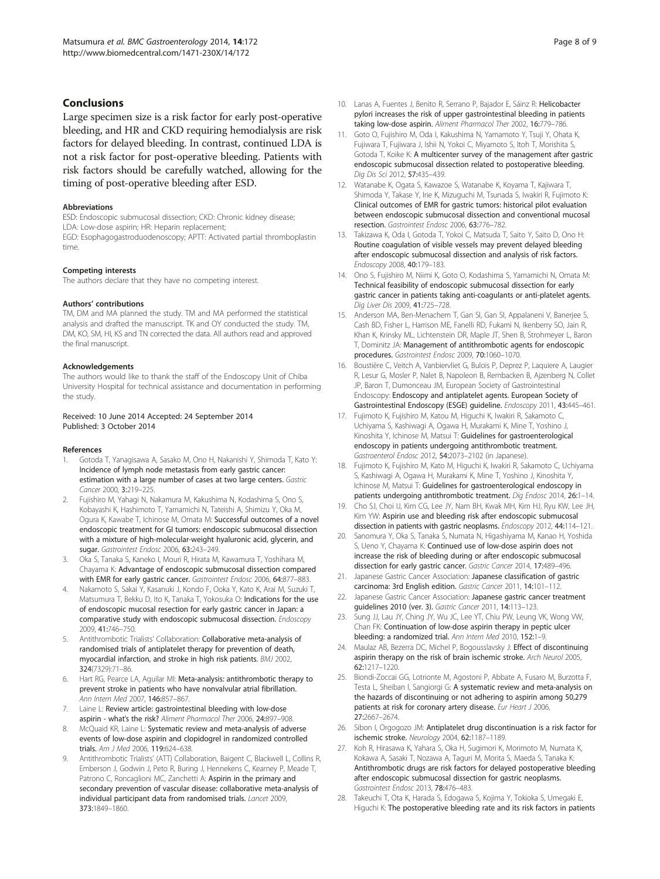## Conclusions

Large specimen size is a risk factor for early post-operative bleeding, and HR and CKD requiring hemodialysis are risk factors for delayed bleeding. In contrast, continued LDA is not a risk factor for post-operative bleeding. Patients with risk factors should be carefully watched, allowing for the timing of post-operative bleeding after ESD.

#### Abbreviations

ESD: Endoscopic submucosal dissection; CKD: Chronic kidney disease; LDA: Low-dose aspirin; HR: Heparin replacement; EGD: Esophagogastroduodenoscopy; APTT: Activated partial thromboplastin time.

#### Competing interests

The authors declare that they have no competing interest.

#### Authors' contributions

TM, DM and MA planned the study. TM and MA performed the statistical analysis and drafted the manuscript. TK and OY conducted the study. TM, DM, KO, SM, HI, KS and TN corrected the data. All authors read and approved the final manuscript.

#### Acknowledgements

The authors would like to thank the staff of the Endoscopy Unit of Chiba University Hospital for technical assistance and documentation in performing the study.

Received: 10 June 2014 Accepted: 24 September 2014
Published: 3 October 2014

#### References

1. Gotoda T, Yanagisawa A, Sasako M, Ono H, Nakanishi Y, Shimoda T, Kato Y: **Incidence of lymph node metastasis from early gastric cancer: estimation with a large number of cases at two large centers.** *Gastric Cancer* 2000, **3**:219–225.
2. Fujishiro M, Yahagi N, Nakamura M, Kakushima N, Kodashima S, Ono S, Kobayashi K, Hashimoto T, Yamamichi N, Tateishi A, Shimizu Y, Oka M, Ogura K, Kawabe T, Ichinose M, Omata M: **Successful outcomes of a novel endoscopic treatment for GI tumors: endoscopic submucosal dissection with a mixture of high-molecular-weight hyaluronic acid, glycerin, and sugar.** *Gastrointest Endosc* 2006, **63**:243–249.
3. Oka S, Tanaka S, Kaneko I, Mouri R, Hirata M, Kawamura T, Yoshihara M, Chayama K: **Advantage of endoscopic submucosal dissection compared with EMR for early gastric cancer.** *Gastrointest Endosc* 2006, **64**:877–883.
4. Nakamoto S, Sakai Y, Kasanuki J, Kondo F, Ooka Y, Kato K, Arai M, Suzuki T, Matsumura T, Bekku D, Ito K, Tanaka T, Yokosuka O: **Indications for the use of endoscopic mucosal resection for early gastric cancer in Japan: a comparative study with endoscopic submucosal dissection.** *Endoscopy* 2009, **41**:746–750.
5. Antithrombotic Trialists' Collaboration: **Collaborative meta-analysis of randomised trials of antiplatelet therapy for prevention of death, myocardial infarction, and stroke in high risk patients.** *BMJ* 2002, **324**(7329):71–86.
6. Hart RG, Pearce LA, Aguilar MI: **Meta-analysis: antithrombotic therapy to prevent stroke in patients who have nonvalvular atrial fibrillation.** *Ann Intern Med* 2007, **146**:857–867.
7. Laine L: **Review article: gastrointestinal bleeding with low-dose aspirin - what's the risk?** *Aliment Pharmacol Ther* 2006, **24**:897–908.
8. McQuaid KR, Laine L: **Systematic review and meta-analysis of adverse events of low-dose aspirin and clopidogrel in randomized controlled trials.** *Am J Med* 2006, **119**:624–638.
9. Antithrombotic Trialists' (ATT) Collaboration, Baigent C, Blackwell L, Collins R, Emberson J, Godwin J, Peto R, Buring J, Hennekens C, Kearney P, Meade T, Patrono C, Roncaglioni MC, Zanchetti A: **Aspirin in the primary and secondary prevention of vascular disease: collaborative meta-analysis of individual participant data from randomised trials.** *Lancet* 2009, **373**:1849–1860.
10. Lanas A, Fuentes J, Benito R, Serrano P, Bajador E, Sáinz R: **Helicobacter pylori increases the risk of upper gastrointestinal bleeding in patients taking low-dose aspirin.** *Aliment Pharmacol Ther* 2002, **16**:779–786.
11. Goto O, Fujishiro M, Oda I, Kakushima N, Yamamoto Y, Tsuji Y, Ohata K, Fujiwara T, Fujiwara J, Ishii N, Yokoi C, Miyamoto S, Itoh T, Morishita S, Gotoda T, Koike K: **A multicenter survey of the management after gastric endoscopic submucosal dissection related to postoperative bleeding.** *Dig Dis Sci* 2012, **57**:435–439.
12. Watanabe K, Ogata S, Kawazoe S, Watanabe K, Koyama T, Kajiwara T, Shimoda Y, Takase Y, Irie K, Mizuguchi M, Tsunada S, Iwakiri R, Fujimoto K: **Clinical outcomes of EMR for gastric tumors: historical pilot evaluation between endoscopic submucosal dissection and conventional mucosal resection.** *Gastrointest Endosc* 2006, **63**:776–782.
13. Takizawa K, Oda I, Gotoda T, Yokoi C, Matsuda T, Saito Y, Saito D, Ono H: **Routine coagulation of visible vessels may prevent delayed bleeding after endoscopic submucosal dissection and analysis of risk factors.** *Endoscopy* 2008, **40**:179–183.
14. Ono S, Fujishiro M, Niimi K, Goto O, Kodashima S, Yamamichi N, Omata M: **Technical feasibility of endoscopic submucosal dissection for early gastric cancer in patients taking anti-coagulants or anti-platelet agents.** *Dig Liver Dis* 2009, **41**:725–728.
15. Anderson MA, Ben-Menachem T, Gan SI, Gan SI, Appalaneni V, Banerjee S, Cash BD, Fisher L, Harrison ME, Fanelli RD, Fukami N, Ikenberry SO, Jain R, Khan K, Krinsky ML, Lichtenstein DR, Maple JT, Shen B, Strohmeyer L, Baron T, Dominitz JA: **Management of antithrombotic agents for endoscopic procedures.** *Gastrointest Endosc* 2009, **70**:1060–1070.
16. Boustière C, Veitch A, Vanbiervliet G, Bulois P, Deprez P, Laquiere A, Laugier R, Lesur G, Mosler P, Nalet B, Napoleon B, Rembacken B, Ajzenberg N, Collet JP, Baron T, Dumonceau JM, European Society of Gastrointestinal Endoscopy: **Endoscopy and antiplatelet agents. European Society of Gastrointestinal Endoscopy (ESGE) guideline.** *Endoscopy* 2011, **43**:445–461.
17. Fujimoto K, Fujishiro M, Katou M, Higuchi K, Iwakiri R, Sakamoto C, Uchiyama S, Kashiwagi A, Ogawa H, Murakami K, Mine T, Yoshino J, Kinoshita Y, Ichinose M, Matsui T: **Guidelines for gastroenterological endoscopy in patients undergoing antithrombotic treatment.** *Gastroenterol Endosc* 2012, **54**:2073–2102 (in Japanese).
18. Fujimoto K, Fujishiro M, Kato M, Higuchi K, Iwakiri R, Sakamoto C, Uchiyama S, Kashiwagi A, Ogawa H, Murakami K, Mine T, Yoshino J, Kinoshita Y, Ichinose M, Matsui T: **Guidelines for gastroenterological endoscopy in patients undergoing antithrombotic treatment.** *Dig Endosc* 2014, **26**:1–14.
19. Cho SJ, Choi IJ, Kim CG, Lee JY, Nam BH, Kwak MH, Kim HJ, Ryu KW, Lee JH, Kim YW: **Aspirin use and bleeding risk after endoscopic submucosal dissection in patients with gastric neoplasms.** *Endoscopy* 2012, **44**:114–121.
20. Sanomura Y, Oka S, Tanaka S, Numata N, Higashiyama M, Kanao H, Yoshida S, Ueno Y, Chayama K: **Continued use of low-dose aspirin does not increase the risk of bleeding during or after endoscopic submucosal dissection for early gastric cancer.** *Gastric Cancer* 2014, **17**:489–496.
21. Japanese Gastric Cancer Association: **Japanese classification of gastric carcinoma: 3rd English edition.** *Gastric Cancer* 2011, **14**:101–112.
22. Japanese Gastric Cancer Association: **Japanese gastric cancer treatment guidelines 2010 (ver. 3).** *Gastric Cancer* 2011, **14**:113–123.
23. Sung JJ, Lau JY, Ching JY, Wu JC, Lee YT, Chiu PW, Leung VK, Wong VW, Chan FK: **Continuation of low-dose aspirin therapy in peptic ulcer bleeding: a randomized trial.** *Ann Intern Med* 2010, **152**:1–9.
24. Maulaz AB, Bezerra DC, Michel P, Bogousslavsky J: **Effect of discontinuing aspirin therapy on the risk of brain ischemic stroke.** *Arch Neurol* 2005, **62**:1217–1220.
25. Biondi-Zoccai GG, Lotrionte M, Agostoni P, Abbate A, Fusaro M, Burzotta F, Testa L, Sheiban I, Sangiorgi G: **A systematic review and meta-analysis on the hazards of discontinuing or not adhering to aspirin among 50,279 patients at risk for coronary artery disease.** *Eur Heart J* 2006, **27**:2667–2674.
26. Sibon I, Orgogozo JM: **Antiplatelet drug discontinuation is a risk factor for ischemic stroke.** *Neurology* 2004, **62**:1187–1189.
27. Koh R, Hirasawa K, Yahara S, Oka H, Sugimori K, Morimoto M, Numata K, Kokawa A, Sasaki T, Nozawa A, Taguri M, Morita S, Maeda S, Tanaka K: **Antithrombotic drugs are risk factors for delayed postoperative bleeding after endoscopic submucosal dissection for gastric neoplasms.** *Gastrointest Endosc* 2013, **78**:476–483.
28. Takeuchi T, Ota K, Harada S, Edogawa S, Kojima Y, Tokioka S, Umegaki E, Higuchi K: **The postoperative bleeding rate and its risk factors in patients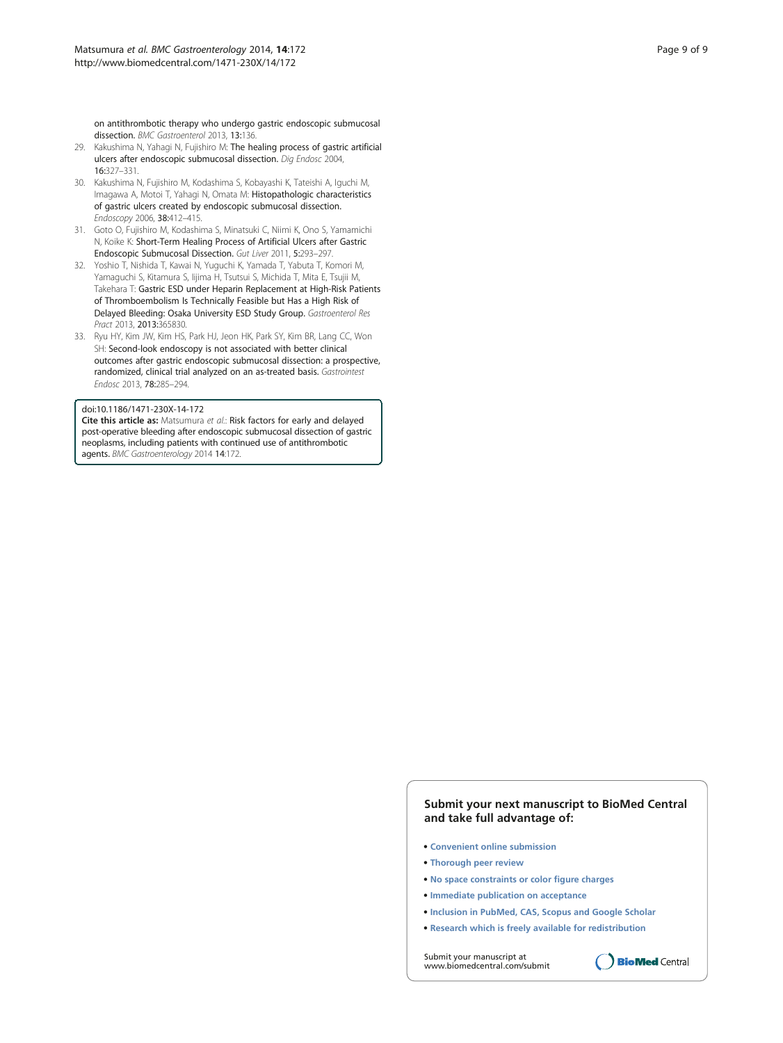on antithrombotic therapy who undergo gastric endoscopic submucosal dissection. *BMC Gastroenterol* 2013, **13**:136.

29. Kakushima N, Yahagi N, Fujishiro M: The healing process of gastric artificial ulcers after endoscopic submucosal dissection. *Dig Endosc* 2004, **16**:327–331.
30. Kakushima N, Fujishiro M, Kodashima S, Kobayashi K, Tateishi A, Iguchi M, Imagawa A, Motoi T, Yahagi N, Omata M: Histopathologic characteristics of gastric ulcers created by endoscopic submucosal dissection. *Endoscopy* 2006, **38**:412–415.
31. Goto O, Fujishiro M, Kodashima S, Minatsuki C, Niimi K, Ono S, Yamamichi N, Koike K: Short-Term Healing Process of Artificial Ulcers after Gastric Endoscopic Submucosal Dissection. *Gut Liver* 2011, **5**:293–297.
32. Yoshio T, Nishida T, Kawai N, Yuguchi K, Yamada T, Yabuta T, Komori M, Yamaguchi S, Kitamura S, Iijima H, Tsutsui S, Michida T, Mita E, Tsujii M, Takehara T: Gastric ESD under Heparin Replacement at High-Risk Patients of Thromboembolism Is Technically Feasible but Has a High Risk of Delayed Bleeding: Osaka University ESD Study Group. *Gastroenterol Res Pract* 2013, **2013**:365830.
33. Ryu HY, Kim JW, Kim HS, Park HJ, Jeon HK, Park SY, Kim BR, Lang CC, Won SH: Second-look endoscopy is not associated with better clinical outcomes after gastric endoscopic submucosal dissection: a prospective, randomized, clinical trial analyzed on an as-treated basis. *Gastrointest Endosc* 2013, **78**:285–294.

doi:10.1186/1471-230X-14-172

**Cite this article as:** Matsumura *et al.*: Risk factors for early and delayed post-operative bleeding after endoscopic submucosal dissection of gastric neoplasms, including patients with continued use of antithrombotic agents. *BMC Gastroenterology* 2014 **14**:172.

**Submit your next manuscript to BioMed Central and take full advantage of:**

- **Convenient online submission**
- **Thorough peer review**
- **No space constraints or color figure charges**
- **Immediate publication on acceptance**
- **Inclusion in PubMed, CAS, Scopus and Google Scholar**
- **Research which is freely available for redistribution**

Submit your manuscript at www.biomedcentral.com/submit

BioMed Central